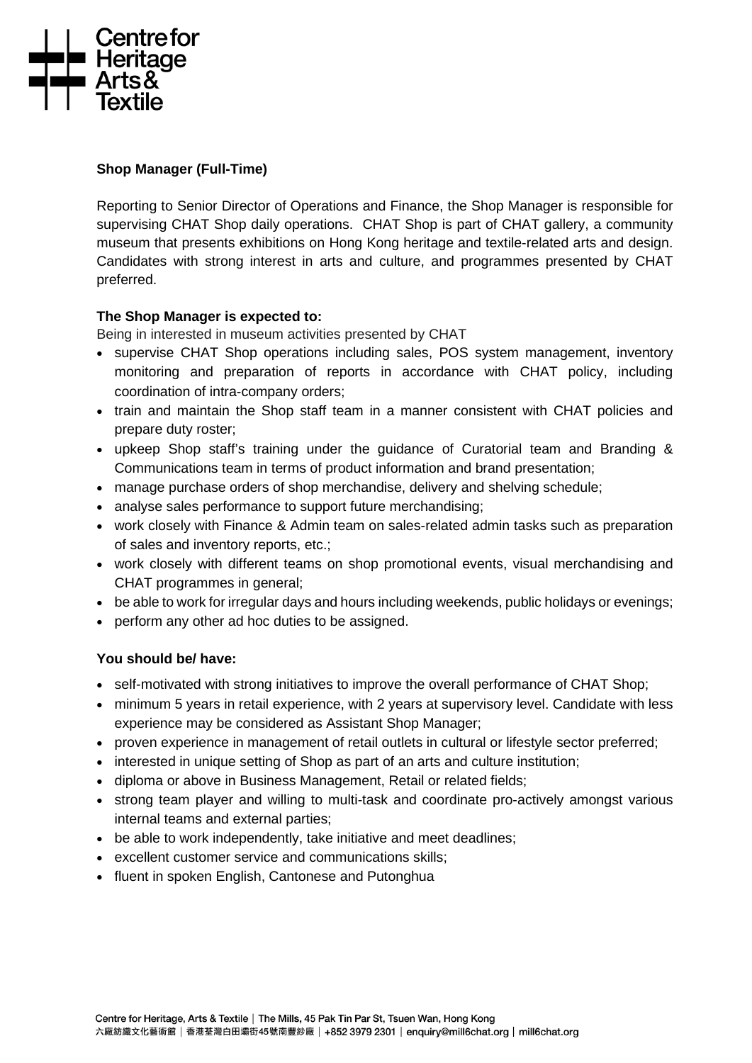Centre for Heritage Arts & Textile

**Shop Manager (Full-Time)**

Reporting to Senior Director of Operations and Finance, the Shop Manager is responsible for supervising CHAT Shop daily operations. CHAT Shop is part of CHAT gallery, a community museum that presents exhibitions on Hong Kong heritage and textile-related arts and design. Candidates with strong interest in arts and culture, and programmes presented by CHAT preferred.

**The Shop Manager is expected to:**

Being in interested in museum activities presented by CHAT

- supervise CHAT Shop operations including sales, POS system management, inventory monitoring and preparation of reports in accordance with CHAT policy, including coordination of intra-company orders;
- train and maintain the Shop staff team in a manner consistent with CHAT policies and prepare duty roster;
- upkeep Shop staff's training under the guidance of Curatorial team and Branding & Communications team in terms of product information and brand presentation;
- manage purchase orders of shop merchandise, delivery and shelving schedule;
- analyse sales performance to support future merchandising;
- work closely with Finance & Admin team on sales-related admin tasks such as preparation of sales and inventory reports, etc.;
- work closely with different teams on shop promotional events, visual merchandising and CHAT programmes in general;
- be able to work for irregular days and hours including weekends, public holidays or evenings;
- perform any other ad hoc duties to be assigned.

**You should be/ have:**

- self-motivated with strong initiatives to improve the overall performance of CHAT Shop;
- minimum 5 years in retail experience, with 2 years at supervisory level. Candidate with less experience may be considered as Assistant Shop Manager;
- proven experience in management of retail outlets in cultural or lifestyle sector preferred;
- interested in unique setting of Shop as part of an arts and culture institution;
- diploma or above in Business Management, Retail or related fields;
- strong team player and willing to multi-task and coordinate pro-actively amongst various internal teams and external parties;
- be able to work independently, take initiative and meet deadlines;
- excellent customer service and communications skills;
- fluent in spoken English, Cantonese and Putonghua

Centre for Heritage, Arts & Textile | The Mills, 45 Pak Tin Par St, Tsuen Wan, Hong Kong
六廠紡織文化藝術館 | 香港荃灣白田壩街45號南豐紗廠 | +852 3979 2301 | enquiry@mill6chat.org | mill6chat.org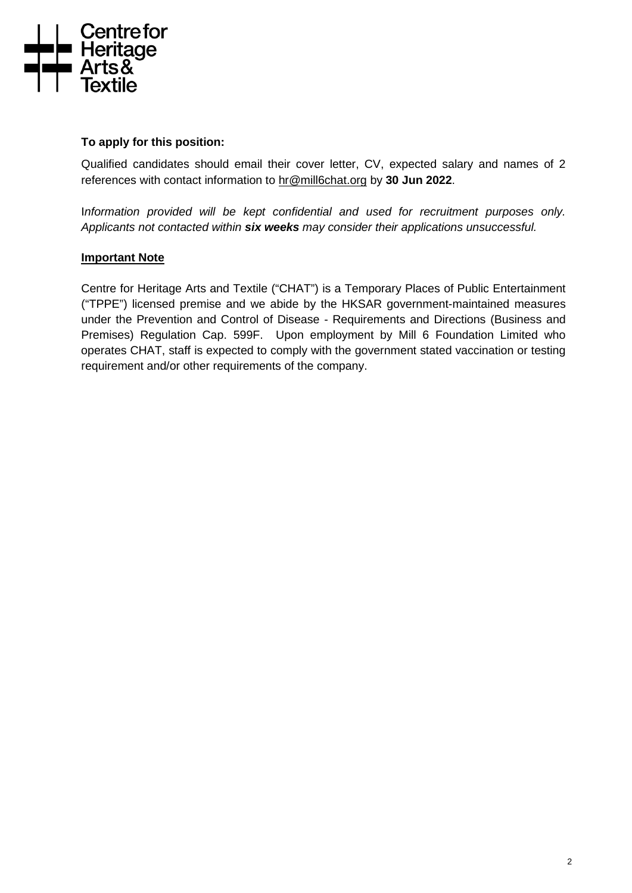**To apply for this position:**

Qualified candidates should email their cover letter, CV, expected salary and names of 2 references with contact information to hr@mill6chat.org by **30 Jun 2022**.

I*nformation provided will be kept confidential and used for recruitment purposes only. Applicants not contacted within* ***six weeks*** *may consider their applications unsuccessful.*

**Important Note**

Centre for Heritage Arts and Textile ("CHAT") is a Temporary Places of Public Entertainment ("TPPE") licensed premise and we abide by the HKSAR government-maintained measures under the Prevention and Control of Disease - Requirements and Directions (Business and Premises) Regulation Cap. 599F. Upon employment by Mill 6 Foundation Limited who operates CHAT, staff is expected to comply with the government stated vaccination or testing requirement and/or other requirements of the company.